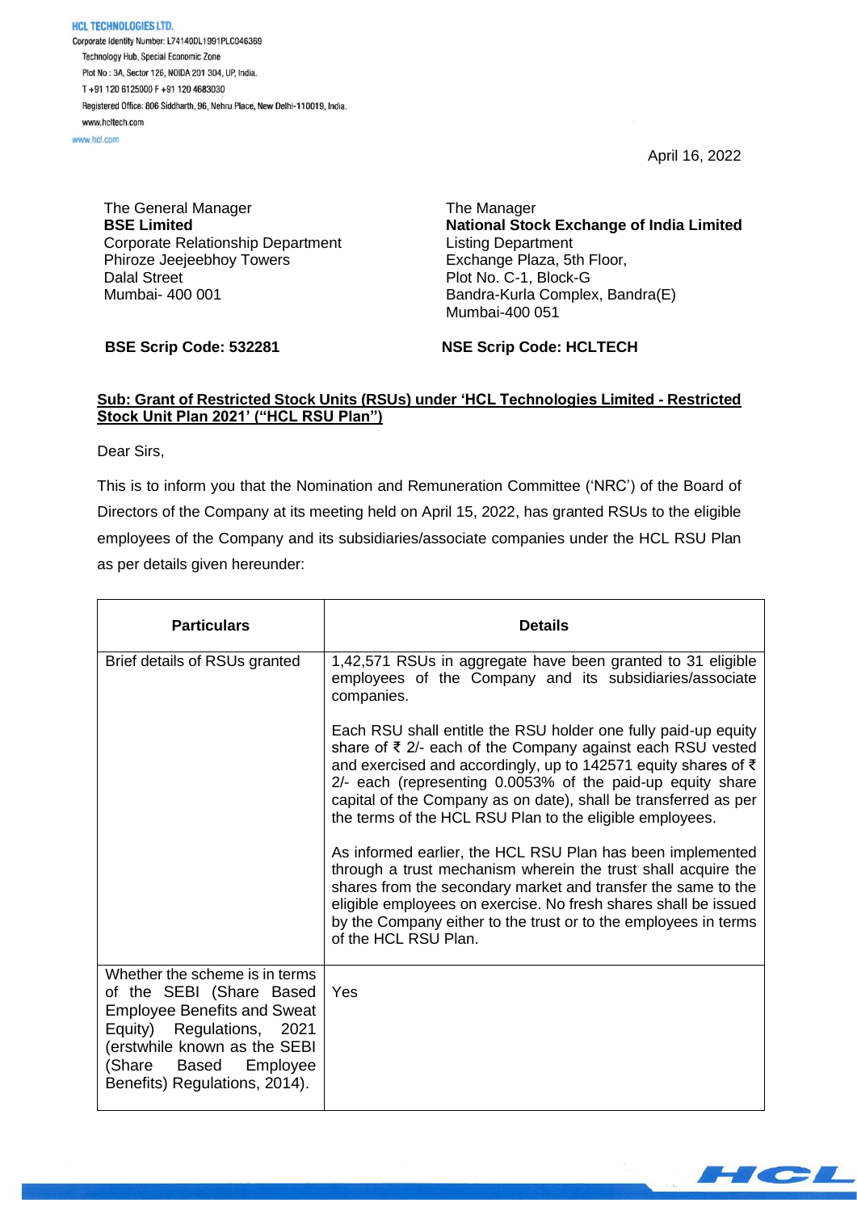**HCL TECHNOLOGIES LTD.**
Corporate Identity Number: L74140DL1991PLC046369
Technology Hub, Special Economic Zone
Plot No : 3A, Sector 126, NOIDA 201 304, UP, India.
T +91 120 6125000 F +91 120 4683030
Registered Office: 806 Siddharth, 96, Nehru Place, New Delhi-110019, India.
www.hcltech.com
www.hcl.com

April 16, 2022

The General Manager
**BSE Limited**
Corporate Relationship Department
Phiroze Jeejeebhoy Towers
Dalal Street
Mumbai- 400 001

The Manager
**National Stock Exchange of India Limited**
Listing Department
Exchange Plaza, 5th Floor,
Plot No. C-1, Block-G
Bandra-Kurla Complex, Bandra(E)
Mumbai-400 051

**BSE Scrip Code: 532281**

**NSE Scrip Code: HCLTECH**

**Sub: Grant of Restricted Stock Units (RSUs) under 'HCL Technologies Limited - Restricted Stock Unit Plan 2021' ("HCL RSU Plan")**

Dear Sirs,

This is to inform you that the Nomination and Remuneration Committee ('NRC') of the Board of Directors of the Company at its meeting held on April 15, 2022, has granted RSUs to the eligible employees of the Company and its subsidiaries/associate companies under the HCL RSU Plan as per details given hereunder:

| **Particulars** | **Details** |
|---|---|
| Brief details of RSUs granted | 1,42,571 RSUs in aggregate have been granted to 31 eligible employees of the Company and its subsidiaries/associate companies.<br><br>Each RSU shall entitle the RSU holder one fully paid-up equity share of ₹ 2/- each of the Company against each RSU vested and exercised and accordingly, up to 142571 equity shares of ₹ 2/- each (representing 0.0053% of the paid-up equity share capital of the Company as on date), shall be transferred as per the terms of the HCL RSU Plan to the eligible employees.<br><br>As informed earlier, the HCL RSU Plan has been implemented through a trust mechanism wherein the trust shall acquire the shares from the secondary market and transfer the same to the eligible employees on exercise. No fresh shares shall be issued by the Company either to the trust or to the employees in terms of the HCL RSU Plan. |
| Whether the scheme is in terms of the SEBI (Share Based Employee Benefits and Sweat Equity) Regulations, 2021 (erstwhile known as the SEBI (Share Based Employee Benefits) Regulations, 2014). | Yes |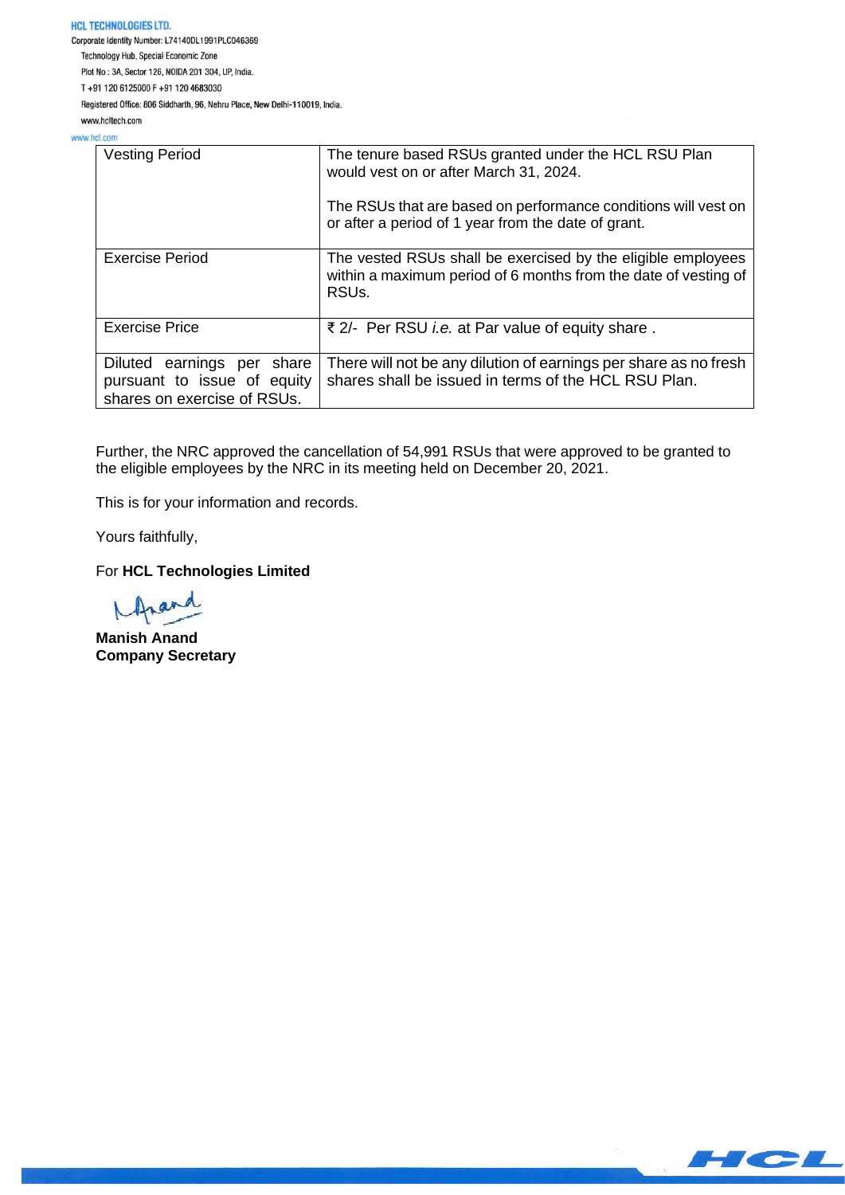| | |
|---|---|
| Vesting Period | The tenure based RSUs granted under the HCL RSU Plan would vest on or after March 31, 2024.<br><br>The RSUs that are based on performance conditions will vest on or after a period of 1 year from the date of grant. |
| Exercise Period | The vested RSUs shall be exercised by the eligible employees within a maximum period of 6 months from the date of vesting of RSUs. |
| Exercise Price | ₹ 2/- Per RSU *i.e.* at Par value of equity share . |
| Diluted earnings per share pursuant to issue of equity shares on exercise of RSUs. | There will not be any dilution of earnings per share as no fresh shares shall be issued in terms of the HCL RSU Plan. |

Further, the NRC approved the cancellation of 54,991 RSUs that were approved to be granted to the eligible employees by the NRC in its meeting held on December 20, 2021.

This is for your information and records.

Yours faithfully,

For **HCL Technologies Limited**

**Manish Anand**
**Company Secretary**